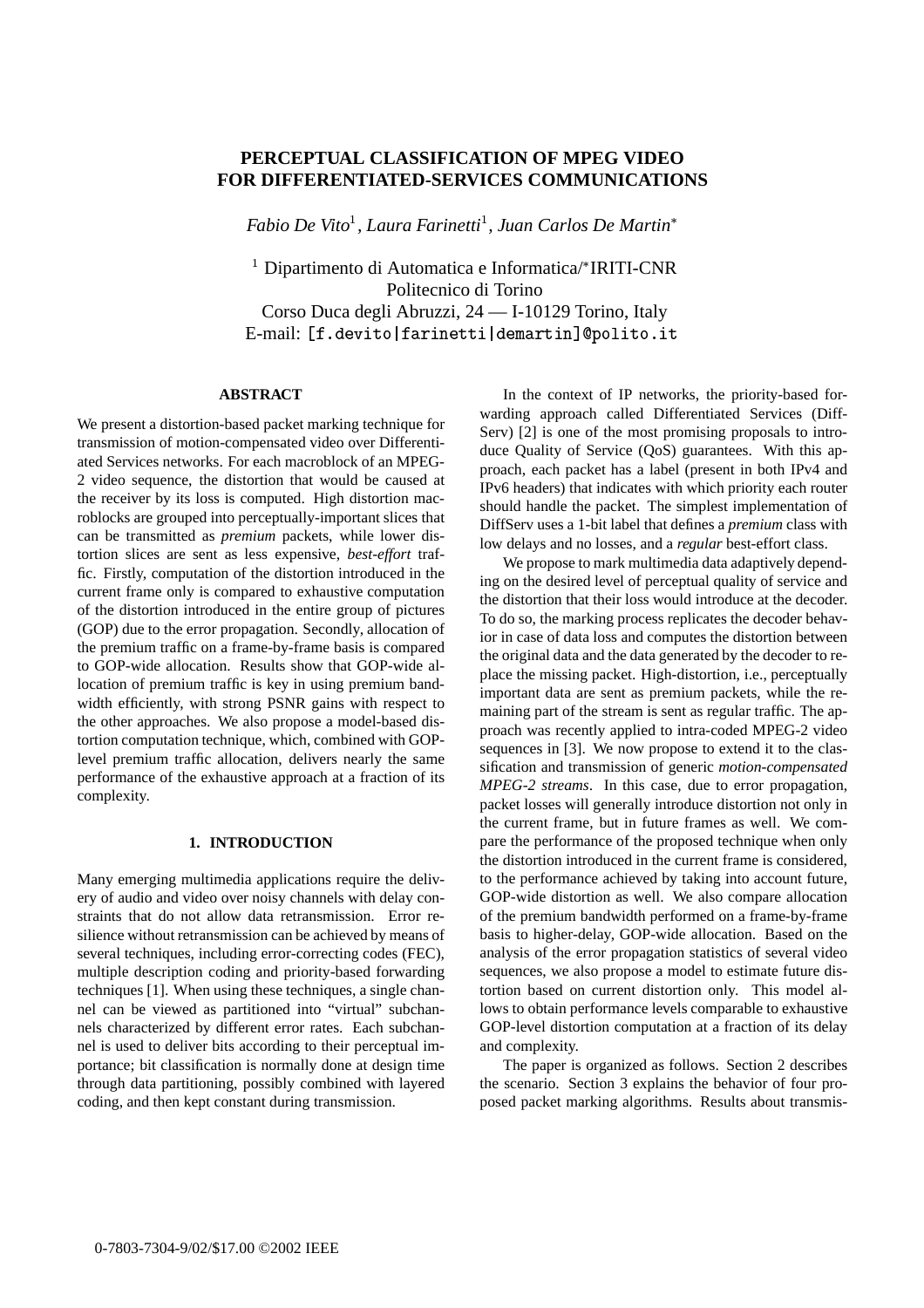# PERCEPTUAL CLASSIFICATION OF MPEG VIDEO FOR DIFFERENTIATED-SERVICES COMMUNICATIONS

*Fabio De Vito*[1], *Laura Farinetti*[1], *Juan Carlos De Martin*[*]

[1] Dipartimento di Automatica e Informatica/[*]IRITI-CNR
Politecnico di Torino
Corso Duca degli Abruzzi, 24 — I-10129 Torino, Italy
E-mail: [f.devito|farinetti|demartin]@polito.it

## ABSTRACT

We present a distortion-based packet marking technique for transmission of motion-compensated video over Differentiated Services networks. For each macroblock of an MPEG-2 video sequence, the distortion that would be caused at the receiver by its loss is computed. High distortion macroblocks are grouped into perceptually-important slices that can be transmitted as *premium* packets, while lower distortion slices are sent as less expensive, *best-effort* traffic. Firstly, computation of the distortion introduced in the current frame only is compared to exhaustive computation of the distortion introduced in the entire group of pictures (GOP) due to the error propagation. Secondly, allocation of the premium traffic on a frame-by-frame basis is compared to GOP-wide allocation. Results show that GOP-wide allocation of premium traffic is key in using premium bandwidth efficiently, with strong PSNR gains with respect to the other approaches. We also propose a model-based distortion computation technique, which, combined with GOP-level premium traffic allocation, delivers nearly the same performance of the exhaustive approach at a fraction of its complexity.

## 1. INTRODUCTION

Many emerging multimedia applications require the delivery of audio and video over noisy channels with delay constraints that do not allow data retransmission. Error resilience without retransmission can be achieved by means of several techniques, including error-correcting codes (FEC), multiple description coding and priority-based forwarding techniques [1]. When using these techniques, a single channel can be viewed as partitioned into "virtual" subchannels characterized by different error rates. Each subchannel is used to deliver bits according to their perceptual importance; bit classification is normally done at design time through data partitioning, possibly combined with layered coding, and then kept constant during transmission.

In the context of IP networks, the priority-based forwarding approach called Differentiated Services (DiffServ) [2] is one of the most promising proposals to introduce Quality of Service (QoS) guarantees. With this approach, each packet has a label (present in both IPv4 and IPv6 headers) that indicates with which priority each router should handle the packet. The simplest implementation of DiffServ uses a 1-bit label that defines a *premium* class with low delays and no losses, and a *regular* best-effort class.

We propose to mark multimedia data adaptively depending on the desired level of perceptual quality of service and the distortion that their loss would introduce at the decoder. To do so, the marking process replicates the decoder behavior in case of data loss and computes the distortion between the original data and the data generated by the decoder to replace the missing packet. High-distortion, i.e., perceptually important data are sent as premium packets, while the remaining part of the stream is sent as regular traffic. The approach was recently applied to intra-coded MPEG-2 video sequences in [3]. We now propose to extend it to the classification and transmission of generic *motion-compensated MPEG-2 streams*. In this case, due to error propagation, packet losses will generally introduce distortion not only in the current frame, but in future frames as well. We compare the performance of the proposed technique when only the distortion introduced in the current frame is considered, to the performance achieved by taking into account future, GOP-wide distortion as well. We also compare allocation of the premium bandwidth performed on a frame-by-frame basis to higher-delay, GOP-wide allocation. Based on the analysis of the error propagation statistics of several video sequences, we also propose a model to estimate future distortion based on current distortion only. This model allows to obtain performance levels comparable to exhaustive GOP-level distortion computation at a fraction of its delay and complexity.

The paper is organized as follows. Section 2 describes the scenario. Section 3 explains the behavior of four proposed packet marking algorithms. Results about transmis-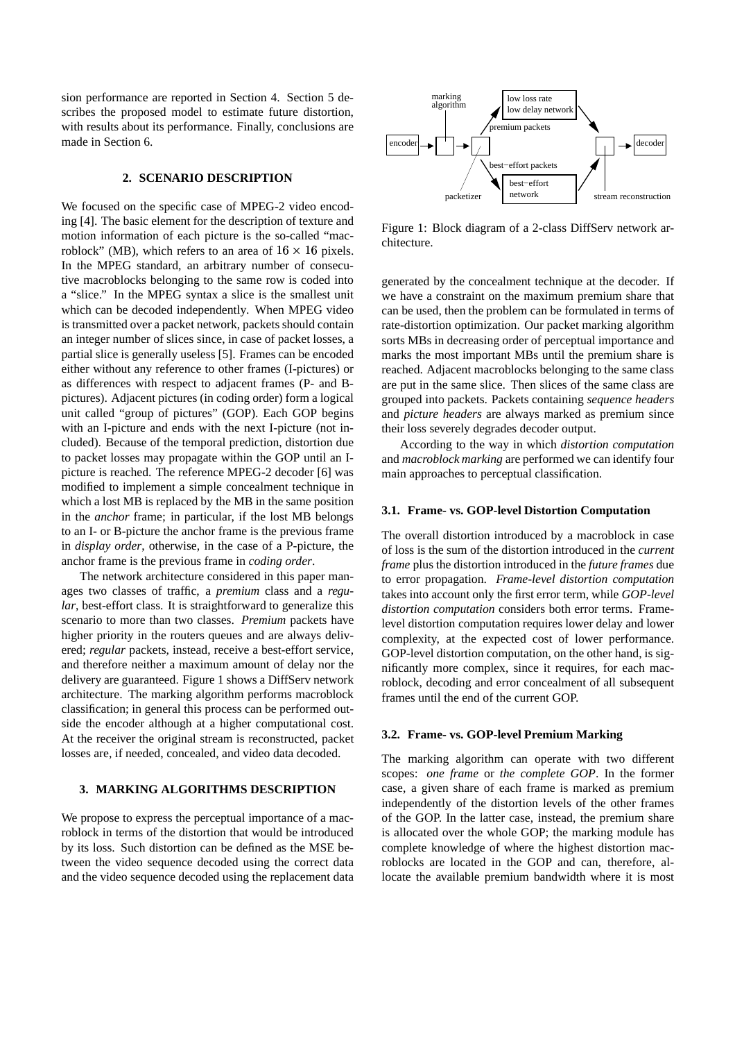sion performance are reported in Section 4. Section 5 describes the proposed model to estimate future distortion, with results about its performance. Finally, conclusions are made in Section 6.

## 2. SCENARIO DESCRIPTION

We focused on the specific case of MPEG-2 video encoding [4]. The basic element for the description of texture and motion information of each picture is the so-called "macroblock" (MB), which refers to an area of $16 \times 16$ pixels. In the MPEG standard, an arbitrary number of consecutive macroblocks belonging to the same row is coded into a "slice." In the MPEG syntax a slice is the smallest unit which can be decoded independently. When MPEG video is transmitted over a packet network, packets should contain an integer number of slices since, in case of packet losses, a partial slice is generally useless [5]. Frames can be encoded either without any reference to other frames (I-pictures) or as differences with respect to adjacent frames (P- and B-pictures). Adjacent pictures (in coding order) form a logical unit called "group of pictures" (GOP). Each GOP begins with an I-picture and ends with the next I-picture (not included). Because of the temporal prediction, distortion due to packet losses may propagate within the GOP until an I-picture is reached. The reference MPEG-2 decoder [6] was modified to implement a simple concealment technique in which a lost MB is replaced by the MB in the same position in the *anchor* frame; in particular, if the lost MB belongs to an I- or B-picture the anchor frame is the previous frame in *display order*, otherwise, in the case of a P-picture, the anchor frame is the previous frame in *coding order*.

The network architecture considered in this paper manages two classes of traffic, a *premium* class and a *regular*, best-effort class. It is straightforward to generalize this scenario to more than two classes. *Premium* packets have higher priority in the routers queues and are always delivered; *regular* packets, instead, receive a best-effort service, and therefore neither a maximum amount of delay nor the delivery are guaranteed. Figure 1 shows a DiffServ network architecture. The marking algorithm performs macroblock classification; in general this process can be performed outside the encoder although at a higher computational cost. At the receiver the original stream is reconstructed, packet losses are, if needed, concealed, and video data decoded.

marking algorithm
low loss rate
low delay network
premium packets
encoder
decoder
best−effort packets
best−effort network
packetizer
stream reconstruction

Figure 1: Block diagram of a 2-class DiffServ network architecture.

## 3. MARKING ALGORITHMS DESCRIPTION

We propose to express the perceptual importance of a macroblock in terms of the distortion that would be introduced by its loss. Such distortion can be defined as the MSE between the video sequence decoded using the correct data and the video sequence decoded using the replacement data generated by the concealment technique at the decoder. If we have a constraint on the maximum premium share that can be used, then the problem can be formulated in terms of rate-distortion optimization. Our packet marking algorithm sorts MBs in decreasing order of perceptual importance and marks the most important MBs until the premium share is reached. Adjacent macroblocks belonging to the same class are put in the same slice. Then slices of the same class are grouped into packets. Packets containing *sequence headers* and *picture headers* are always marked as premium since their loss severely degrades decoder output.

According to the way in which *distortion computation* and *macroblock marking* are performed we can identify four main approaches to perceptual classification.

### 3.1. Frame- vs. GOP-level Distortion Computation

The overall distortion introduced by a macroblock in case of loss is the sum of the distortion introduced in the *current frame* plus the distortion introduced in the *future frames* due to error propagation. *Frame-level distortion computation* takes into account only the first error term, while *GOP-level distortion computation* considers both error terms. Frame-level distortion computation requires lower delay and lower complexity, at the expected cost of lower performance. GOP-level distortion computation, on the other hand, is significantly more complex, since it requires, for each macroblock, decoding and error concealment of all subsequent frames until the end of the current GOP.

### 3.2. Frame- vs. GOP-level Premium Marking

The marking algorithm can operate with two different scopes: *one frame* or *the complete GOP*. In the former case, a given share of each frame is marked as premium independently of the distortion levels of the other frames of the GOP. In the latter case, instead, the premium share is allocated over the whole GOP; the marking module has complete knowledge of where the highest distortion macroblocks are located in the GOP and can, therefore, allocate the available premium bandwidth where it is most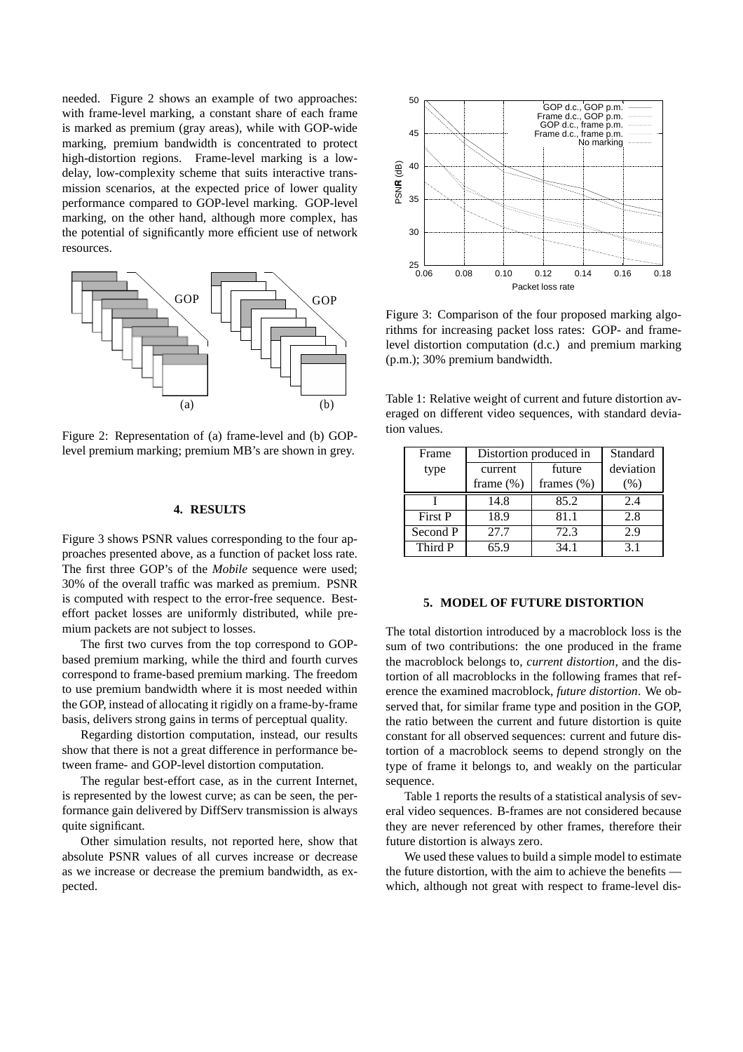needed. Figure 2 shows an example of two approaches: with frame-level marking, a constant share of each frame is marked as premium (gray areas), while with GOP-wide marking, premium bandwidth is concentrated to protect high-distortion regions. Frame-level marking is a low-delay, low-complexity scheme that suits interactive transmission scenarios, at the expected price of lower quality performance compared to GOP-level marking. GOP-level marking, on the other hand, although more complex, has the potential of significantly more efficient use of network resources.

Figure 2: Representation of (a) frame-level and (b) GOP-level premium marking; premium MB's are shown in grey.

## 4. RESULTS

Figure 3 shows PSNR values corresponding to the four approaches presented above, as a function of packet loss rate. The first three GOP's of the *Mobile* sequence were used; 30% of the overall traffic was marked as premium. PSNR is computed with respect to the error-free sequence. Best-effort packet losses are uniformly distributed, while premium packets are not subject to losses.

The first two curves from the top correspond to GOP-based premium marking, while the third and fourth curves correspond to frame-based premium marking. The freedom to use premium bandwidth where it is most needed within the GOP, instead of allocating it rigidly on a frame-by-frame basis, delivers strong gains in terms of perceptual quality.

Regarding distortion computation, instead, our results show that there is not a great difference in performance between frame- and GOP-level distortion computation.

The regular best-effort case, as in the current Internet, is represented by the lowest curve; as can be seen, the performance gain delivered by DiffServ transmission is always quite significant.

Other simulation results, not reported here, show that absolute PSNR values of all curves increase or decrease as we increase or decrease the premium bandwidth, as expected.

Figure 3: Comparison of the four proposed marking algorithms for increasing packet loss rates: GOP- and frame-level distortion computation (d.c.) and premium marking (p.m.); 30% premium bandwidth.

Table 1: Relative weight of current and future distortion averaged on different video sequences, with standard deviation values.

| Frame type | Distortion produced in | | Standard deviation (%) |
|---|---|---|---|
| | current frame (%) | future frames (%) | |
| I | 14.8 | 85.2 | 2.4 |
| First P | 18.9 | 81.1 | 2.8 |
| Second P | 27.7 | 72.3 | 2.9 |
| Third P | 65.9 | 34.1 | 3.1 |

## 5. MODEL OF FUTURE DISTORTION

The total distortion introduced by a macroblock loss is the sum of two contributions: the one produced in the frame the macroblock belongs to, *current distortion*, and the distortion of all macroblocks in the following frames that reference the examined macroblock, *future distortion*. We observed that, for similar frame type and position in the GOP, the ratio between the current and future distortion is quite constant for all observed sequences: current and future distortion of a macroblock seems to depend strongly on the type of frame it belongs to, and weakly on the particular sequence.

Table 1 reports the results of a statistical analysis of several video sequences. B-frames are not considered because they are never referenced by other frames, therefore their future distortion is always zero.

We used these values to build a simple model to estimate the future distortion, with the aim to achieve the benefits — which, although not great with respect to frame-level dis-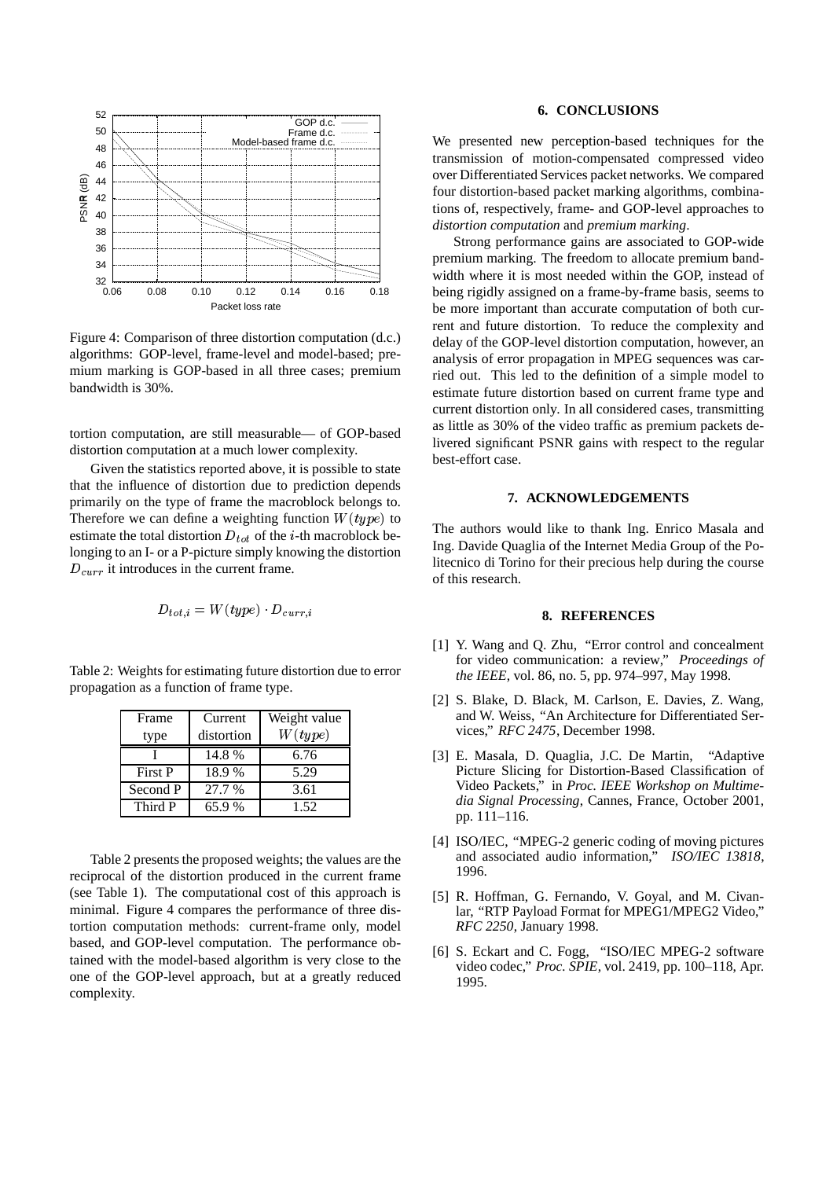52
50
48
46
44
42
40
38
36
34
32
0.06 0.08 0.10 0.12 0.14 0.16 0.18
PSNR (dB)
Packet loss rate
GOP d.c.
Frame d.c.
Model-based frame d.c.

Figure 4: Comparison of three distortion computation (d.c.) algorithms: GOP-level, frame-level and model-based; premium marking is GOP-based in all three cases; premium bandwidth is 30%.

tortion computation, are still measurable— of GOP-based distortion computation at a much lower complexity.

Given the statistics reported above, it is possible to state that the influence of distortion due to prediction depends primarily on the type of frame the macroblock belongs to. Therefore we can define a weighting function $W(type)$ to estimate the total distortion $D_{tot}$ of the $i$-th macroblock belonging to an I- or a P-picture simply knowing the distortion $D_{curr}$ it introduces in the current frame.

$$D_{tot,i} = W(type) \cdot D_{curr,i}$$

Table 2: Weights for estimating future distortion due to error propagation as a function of frame type.

| Frame type | Current distortion | Weight value $W(type)$ |
|---|---|---|
| I | 14.8 % | 6.76 |
| First P | 18.9 % | 5.29 |
| Second P | 27.7 % | 3.61 |
| Third P | 65.9 % | 1.52 |

Table 2 presents the proposed weights; the values are the reciprocal of the distortion produced in the current frame (see Table 1). The computational cost of this approach is minimal. Figure 4 compares the performance of three distortion computation methods: current-frame only, model based, and GOP-level computation. The performance obtained with the model-based algorithm is very close to the one of the GOP-level approach, but at a greatly reduced complexity.

## 6. CONCLUSIONS

We presented new perception-based techniques for the transmission of motion-compensated compressed video over Differentiated Services packet networks. We compared four distortion-based packet marking algorithms, combinations of, respectively, frame- and GOP-level approaches to *distortion computation* and *premium marking*.

Strong performance gains are associated to GOP-wide premium marking. The freedom to allocate premium bandwidth where it is most needed within the GOP, instead of being rigidly assigned on a frame-by-frame basis, seems to be more important than accurate computation of both current and future distortion. To reduce the complexity and delay of the GOP-level distortion computation, however, an analysis of error propagation in MPEG sequences was carried out. This led to the definition of a simple model to estimate future distortion based on current frame type and current distortion only. In all considered cases, transmitting as little as 30% of the video traffic as premium packets delivered significant PSNR gains with respect to the regular best-effort case.

## 7. ACKNOWLEDGEMENTS

The authors would like to thank Ing. Enrico Masala and Ing. Davide Quaglia of the Internet Media Group of the Politecnico di Torino for their precious help during the course of this research.

## 8. REFERENCES

[1] Y. Wang and Q. Zhu, "Error control and concealment for video communication: a review," *Proceedings of the IEEE*, vol. 86, no. 5, pp. 974–997, May 1998.

[2] S. Blake, D. Black, M. Carlson, E. Davies, Z. Wang, and W. Weiss, "An Architecture for Differentiated Services," *RFC 2475*, December 1998.

[3] E. Masala, D. Quaglia, J.C. De Martin, "Adaptive Picture Slicing for Distortion-Based Classification of Video Packets," in *Proc. IEEE Workshop on Multimedia Signal Processing*, Cannes, France, October 2001, pp. 111–116.

[4] ISO/IEC, "MPEG-2 generic coding of moving pictures and associated audio information," *ISO/IEC 13818*, 1996.

[5] R. Hoffman, G. Fernando, V. Goyal, and M. Civanlar, "RTP Payload Format for MPEG1/MPEG2 Video," *RFC 2250*, January 1998.

[6] S. Eckart and C. Fogg, "ISO/IEC MPEG-2 software video codec," *Proc. SPIE*, vol. 2419, pp. 100–118, Apr. 1995.